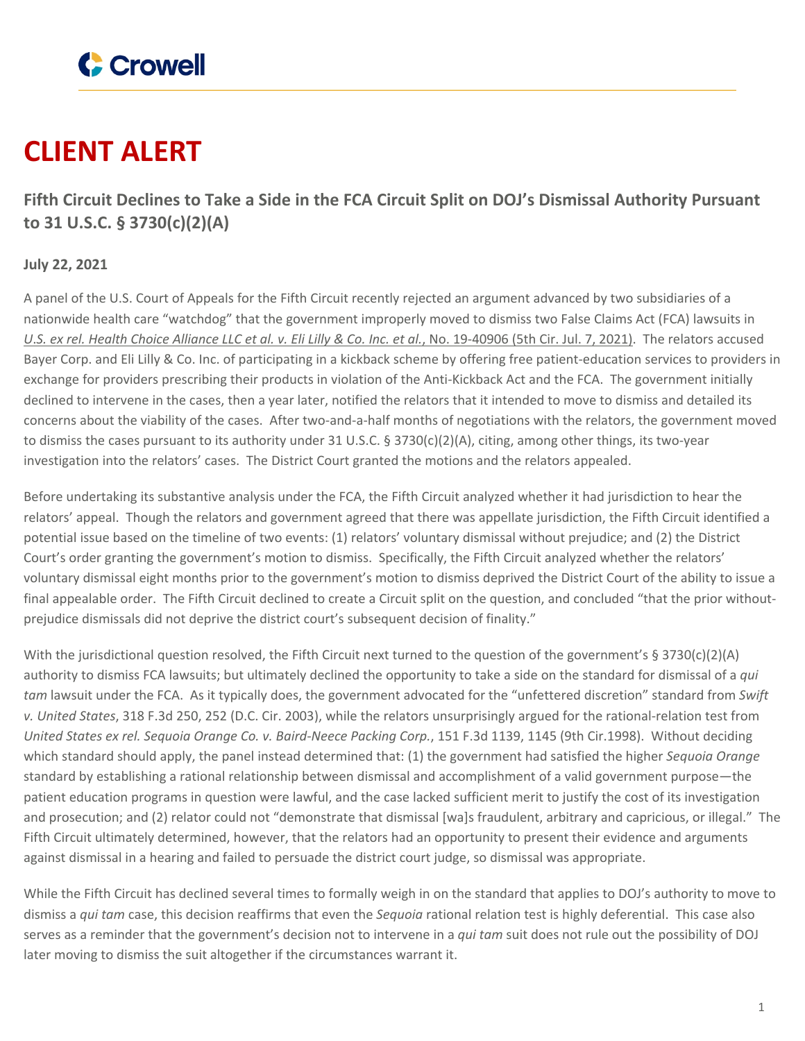Crowell

# CLIENT ALERT

## Fifth Circuit Declines to Take a Side in the FCA Circuit Split on DOJ's Dismissal Authority Pursuant to 31 U.S.C. § 3730(c)(2)(A)

**July 22, 2021**

A panel of the U.S. Court of Appeals for the Fifth Circuit recently rejected an argument advanced by two subsidiaries of a nationwide health care "watchdog" that the government improperly moved to dismiss two False Claims Act (FCA) lawsuits in *U.S. ex rel. Health Choice Alliance LLC et al. v. Eli Lilly & Co. Inc. et al.*, No. 19-40906 (5th Cir. Jul. 7, 2021). The relators accused Bayer Corp. and Eli Lilly & Co. Inc. of participating in a kickback scheme by offering free patient-education services to providers in exchange for providers prescribing their products in violation of the Anti-Kickback Act and the FCA. The government initially declined to intervene in the cases, then a year later, notified the relators that it intended to move to dismiss and detailed its concerns about the viability of the cases. After two-and-a-half months of negotiations with the relators, the government moved to dismiss the cases pursuant to its authority under 31 U.S.C. § 3730(c)(2)(A), citing, among other things, its two-year investigation into the relators' cases. The District Court granted the motions and the relators appealed.

Before undertaking its substantive analysis under the FCA, the Fifth Circuit analyzed whether it had jurisdiction to hear the relators' appeal. Though the relators and government agreed that there was appellate jurisdiction, the Fifth Circuit identified a potential issue based on the timeline of two events: (1) relators' voluntary dismissal without prejudice; and (2) the District Court's order granting the government's motion to dismiss. Specifically, the Fifth Circuit analyzed whether the relators' voluntary dismissal eight months prior to the government's motion to dismiss deprived the District Court of the ability to issue a final appealable order. The Fifth Circuit declined to create a Circuit split on the question, and concluded "that the prior without-prejudice dismissals did not deprive the district court's subsequent decision of finality."

With the jurisdictional question resolved, the Fifth Circuit next turned to the question of the government's § 3730(c)(2)(A) authority to dismiss FCA lawsuits; but ultimately declined the opportunity to take a side on the standard for dismissal of a *qui tam* lawsuit under the FCA. As it typically does, the government advocated for the "unfettered discretion" standard from *Swift v. United States*, 318 F.3d 250, 252 (D.C. Cir. 2003), while the relators unsurprisingly argued for the rational-relation test from *United States ex rel. Sequoia Orange Co. v. Baird-Neece Packing Corp.*, 151 F.3d 1139, 1145 (9th Cir.1998). Without deciding which standard should apply, the panel instead determined that: (1) the government had satisfied the higher *Sequoia Orange* standard by establishing a rational relationship between dismissal and accomplishment of a valid government purpose—the patient education programs in question were lawful, and the case lacked sufficient merit to justify the cost of its investigation and prosecution; and (2) relator could not "demonstrate that dismissal [wa]s fraudulent, arbitrary and capricious, or illegal." The Fifth Circuit ultimately determined, however, that the relators had an opportunity to present their evidence and arguments against dismissal in a hearing and failed to persuade the district court judge, so dismissal was appropriate.

While the Fifth Circuit has declined several times to formally weigh in on the standard that applies to DOJ's authority to move to dismiss a *qui tam* case, this decision reaffirms that even the *Sequoia* rational relation test is highly deferential. This case also serves as a reminder that the government's decision not to intervene in a *qui tam* suit does not rule out the possibility of DOJ later moving to dismiss the suit altogether if the circumstances warrant it.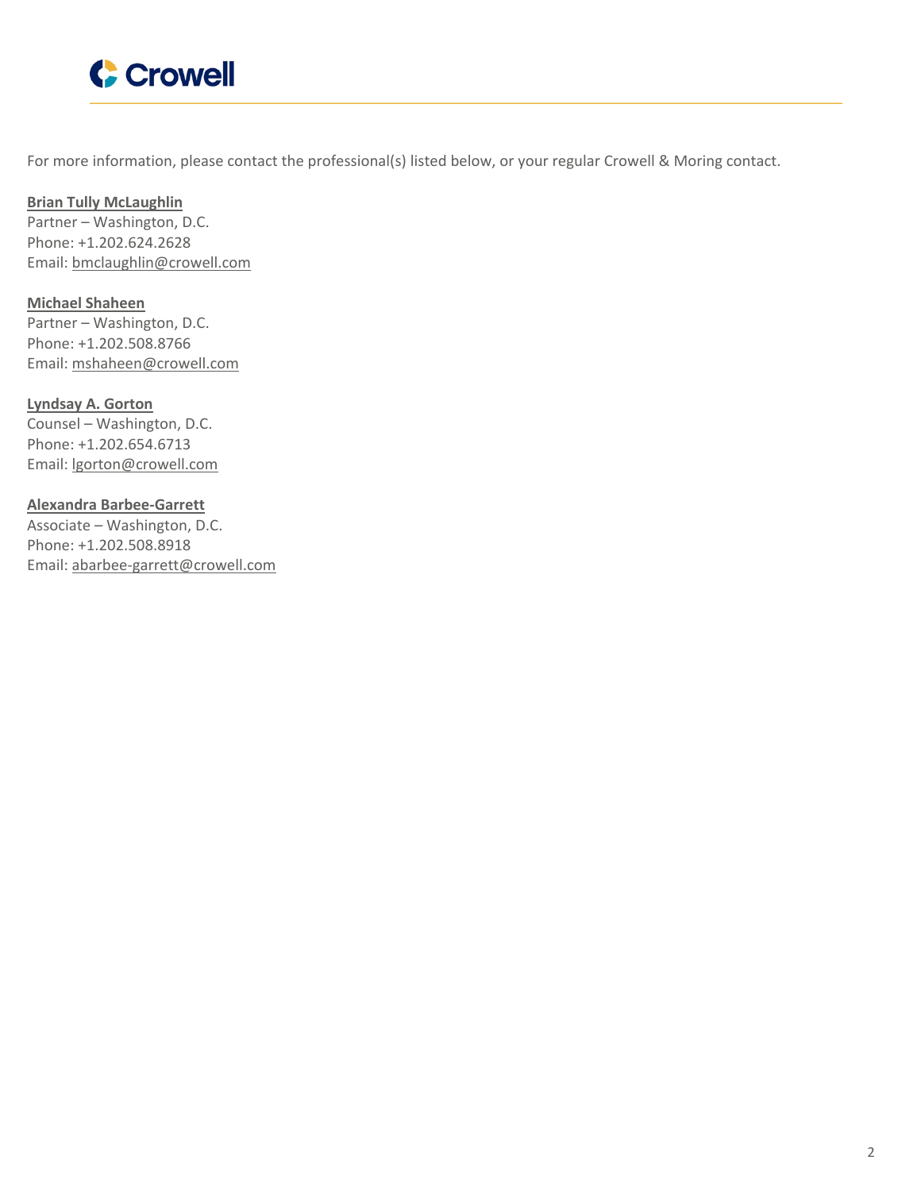For more information, please contact the professional(s) listed below, or your regular Crowell & Moring contact.

**Brian Tully McLaughlin**
Partner – Washington, D.C.
Phone: +1.202.624.2628
Email: bmclaughlin@crowell.com

**Michael Shaheen**
Partner – Washington, D.C.
Phone: +1.202.508.8766
Email: mshaheen@crowell.com

**Lyndsay A. Gorton**
Counsel – Washington, D.C.
Phone: +1.202.654.6713
Email: lgorton@crowell.com

**Alexandra Barbee-Garrett**
Associate – Washington, D.C.
Phone: +1.202.508.8918
Email: abarbee-garrett@crowell.com